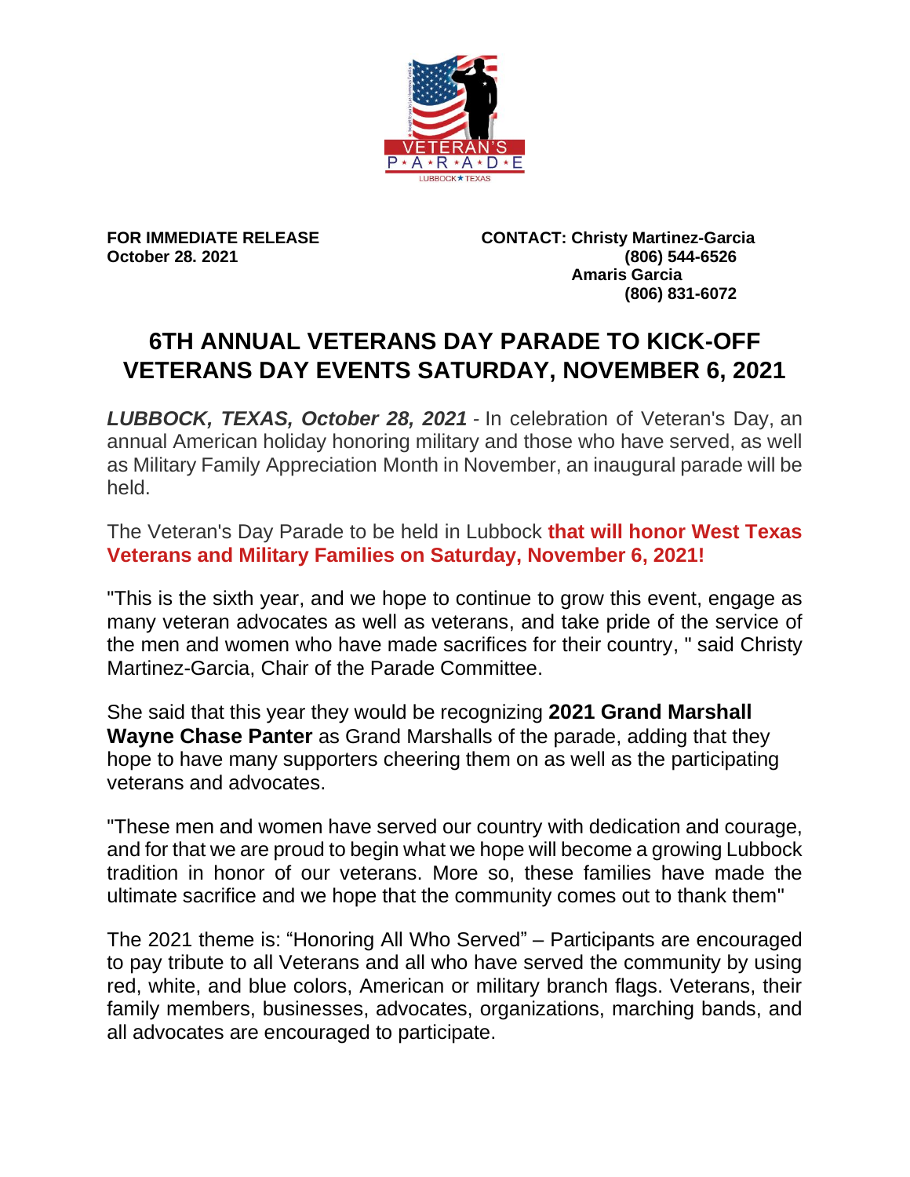**FOR IMMEDIATE RELEASE**
**October 28. 2021**

**CONTACT: Christy Martinez-Garcia**
**(806) 544-6526**
**Amaris Garcia**
**(806) 831-6072**

# 6TH ANNUAL VETERANS DAY PARADE TO KICK-OFF VETERANS DAY EVENTS SATURDAY, NOVEMBER 6, 2021

***LUBBOCK, TEXAS, October 28, 2021*** - In celebration of Veteran's Day, an annual American holiday honoring military and those who have served, as well as Military Family Appreciation Month in November, an inaugural parade will be held.

The Veteran's Day Parade to be held in Lubbock **that will honor West Texas Veterans and Military Families on Saturday, November 6, 2021!**

"This is the sixth year, and we hope to continue to grow this event, engage as many veteran advocates as well as veterans, and take pride of the service of the men and women who have made sacrifices for their country, " said Christy Martinez-Garcia, Chair of the Parade Committee.

She said that this year they would be recognizing **2021 Grand Marshall Wayne Chase Panter** as Grand Marshalls of the parade, adding that they hope to have many supporters cheering them on as well as the participating veterans and advocates.

"These men and women have served our country with dedication and courage, and for that we are proud to begin what we hope will become a growing Lubbock tradition in honor of our veterans. More so, these families have made the ultimate sacrifice and we hope that the community comes out to thank them"

The 2021 theme is: "Honoring All Who Served" – Participants are encouraged to pay tribute to all Veterans and all who have served the community by using red, white, and blue colors, American or military branch flags. Veterans, their family members, businesses, advocates, organizations, marching bands, and all advocates are encouraged to participate.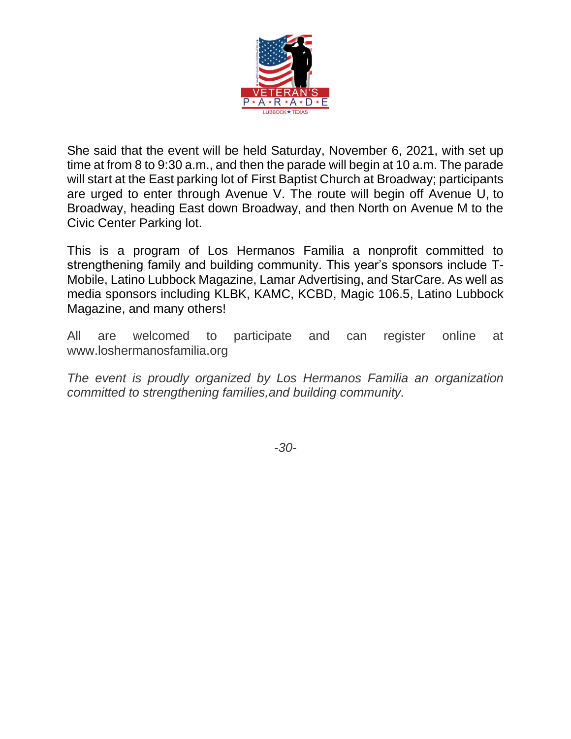She said that the event will be held Saturday, November 6, 2021, with set up time at from 8 to 9:30 a.m., and then the parade will begin at 10 a.m. The parade will start at the East parking lot of First Baptist Church at Broadway; participants are urged to enter through Avenue V. The route will begin off Avenue U, to Broadway, heading East down Broadway, and then North on Avenue M to the Civic Center Parking lot.

This is a program of Los Hermanos Familia a nonprofit committed to strengthening family and building community. This year's sponsors include T-Mobile, Latino Lubbock Magazine, Lamar Advertising, and StarCare. As well as media sponsors including KLBK, KAMC, KCBD, Magic 106.5, Latino Lubbock Magazine, and many others!

All are welcomed to participate and can register online at www.loshermanosfamilia.org

*The event is proudly organized by Los Hermanos Familia an organization committed to strengthening families,and building community.*

*-30-*